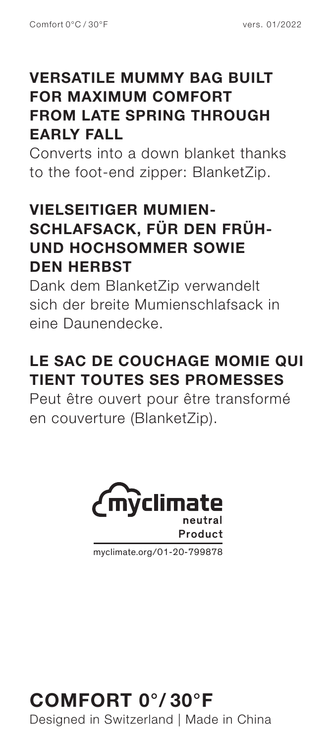Comfort 0°C / 30°F

vers. 01/2022

## VERSATILE MUMMY BAG BUILT FOR MAXIMUM COMFORT FROM LATE SPRING THROUGH EARLY FALL

Converts into a down blanket thanks to the foot-end zipper: BlanketZip.

## VIELSEITIGER MUMIEN-SCHLAFSACK, FÜR DEN FRÜH- UND HOCHSOMMER SOWIE DEN HERBST

Dank dem BlanketZip verwandelt sich der breite Mumienschlafsack in eine Daunendecke.

## LE SAC DE COUCHAGE MOMIE QUI TIENT TOUTES SES PROMESSES

Peut être ouvert pour être transformé en couverture (BlanketZip).

myclimate neutral Product

myclimate.org/01-20-799878

# COMFORT 0°/ 30°F

Designed in Switzerland | Made in China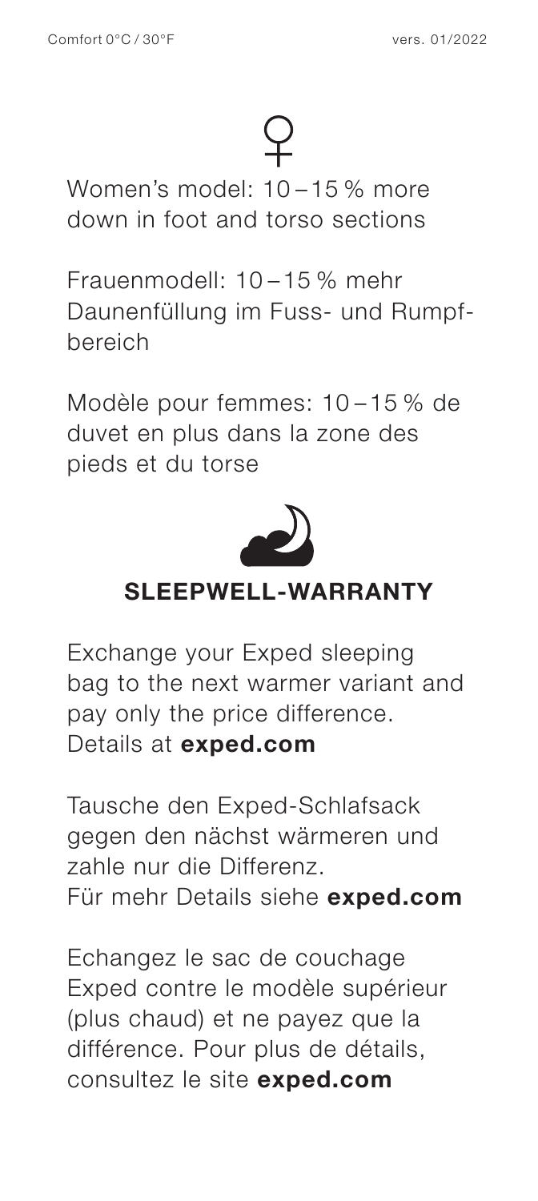♀

Women's model: 10 – 15 % more down in foot and torso sections

Frauenmodell: 10 – 15 % mehr Daunenfüllung im Fuss- und Rumpfbereich

Modèle pour femmes: 10 – 15 % de duvet en plus dans la zone des pieds et du torse

## SLEEPWELL-WARRANTY

Exchange your Exped sleeping bag to the next warmer variant and pay only the price difference. Details at **exped.com**

Tausche den Exped-Schlafsack gegen den nächst wärmeren und zahle nur die Differenz.
Für mehr Details siehe **exped.com**

Echangez le sac de couchage Exped contre le modèle supérieur (plus chaud) et ne payez que la différence. Pour plus de détails, consultez le site **exped.com**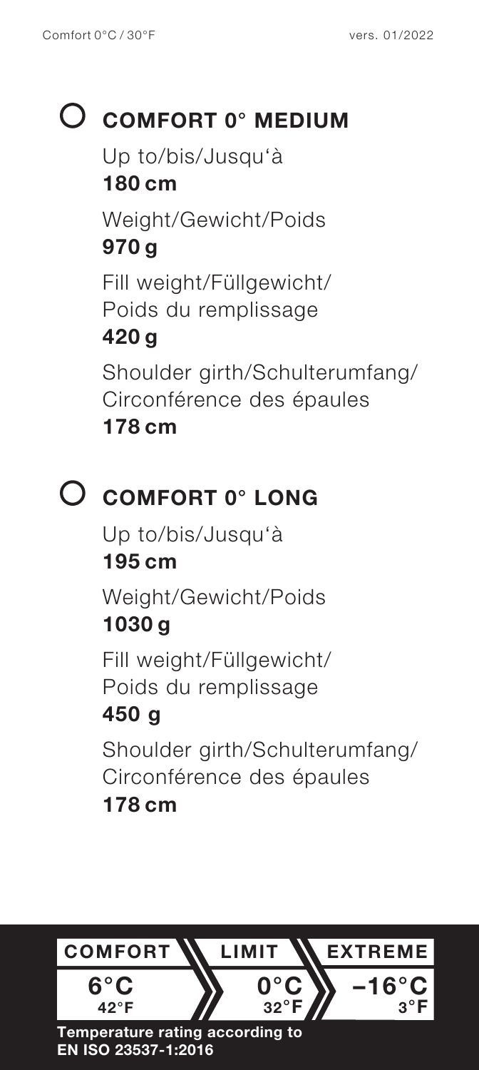## ○ COMFORT 0° MEDIUM

Up to/bis/Jusqu'à
**180 cm**

Weight/Gewicht/Poids
**970 g**

Fill weight/Füllgewicht/
Poids du remplissage
**420 g**

Shoulder girth/Schulterumfang/
Circonférence des épaules
**178 cm**

## ○ COMFORT 0° LONG

Up to/bis/Jusqu'à
**195 cm**

Weight/Gewicht/Poids
**1030 g**

Fill weight/Füllgewicht/
Poids du remplissage
**450 g**

Shoulder girth/Schulterumfang/
Circonférence des épaules
**178 cm**

| COMFORT | LIMIT | EXTREME |
|---|---|---|
| 6°C 42°F | 0°C 32°F | –16°C 3°F |

**Temperature rating according to EN ISO 23537-1:2016**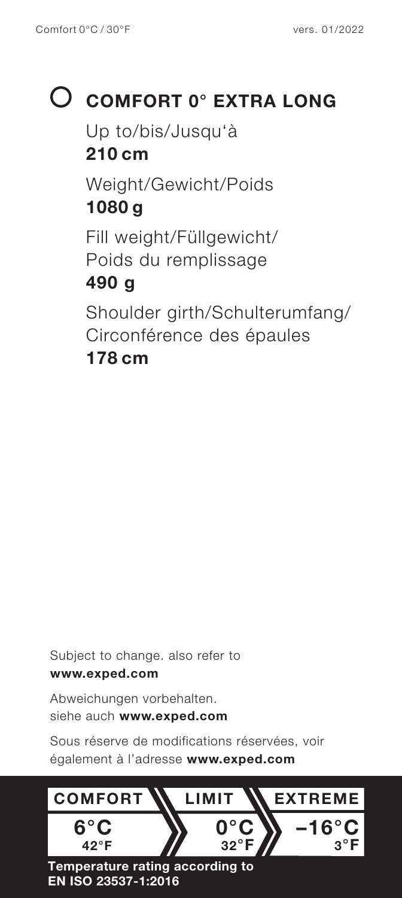# COMFORT 0° EXTRA LONG

Up to/bis/Jusqu'à
**210 cm**

Weight/Gewicht/Poids
**1080 g**

Fill weight/Füllgewicht/
Poids du remplissage
**490 g**

Shoulder girth/Schulterumfang/
Circonférence des épaules
**178 cm**

Subject to change. also refer to
**www.exped.com**

Abweichungen vorbehalten.
siehe auch **www.exped.com**

Sous réserve de modifications réservées, voir également à l'adresse **www.exped.com**

| COMFORT | LIMIT | EXTREME |
|---|---|---|
| 6°C 42°F | 0°C 32°F | −16°C 3°F |

**Temperature rating according to EN ISO 23537-1:2016**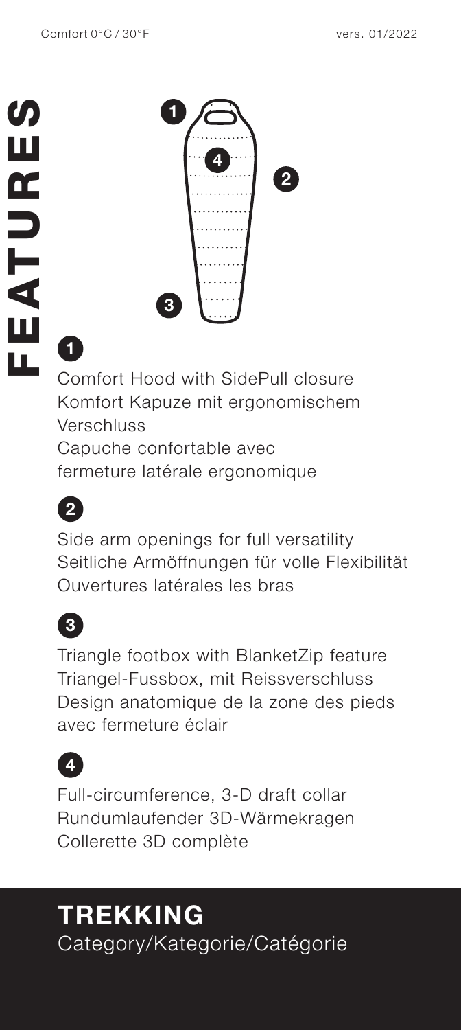Comfort 0°C / 30°F

vers. 01/2022

# FEATURES

**1**

Comfort Hood with SidePull closure
Komfort Kapuze mit ergonomischem Verschluss
Capuche confortable avec fermeture latérale ergonomique

**2**

Side arm openings for full versatility
Seitliche Armöffnungen für volle Flexibilität
Ouvertures latérales les bras

**3**

Triangle footbox with BlanketZip feature
Triangel-Fussbox, mit Reissverschluss
Design anatomique de la zone des pieds avec fermeture éclair

**4**

Full-circumference, 3-D draft collar
Rundumlaufender 3D-Wärmekragen
Collerette 3D complète

## TREKKING

Category/Kategorie/Catégorie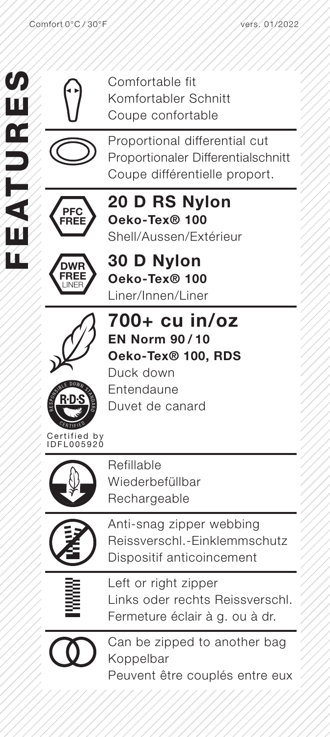Comfort 0°C / 30°F

vers. 01/2022

# FEATURES

Comfortable fit
Komfortabler Schnitt
Coupe confortable

Proportional differential cut
Proportionaler Differentialschnitt
Coupe différentielle proport.

PFC FREE

**20 D RS Nylon**
**Oeko-Tex® 100**
Shell/Aussen/Extérieur

DWR FREE LINER

**30 D Nylon**
**Oeko-Tex® 100**
Liner/Innen/Liner

**700+ cu in/oz**
**EN Norm 90 / 10**
**Oeko-Tex® 100, RDS**
Duck down
Entendaune
Duvet de canard

RESPONSIBLE DOWN STANDARD R·D·S CERTIFIED

Certified by IDFL005920

Refillable
Wiederbefüllbar
Rechargeable

Anti-snag zipper webbing
Reissverschl.-Einklemmschutz
Dispositif anticoincement

Left or right zipper
Links oder rechts Reissverschl.
Fermeture éclair à g. ou à dr.

Can be zipped to another bag
Koppelbar
Peuvent être couplés entre eux